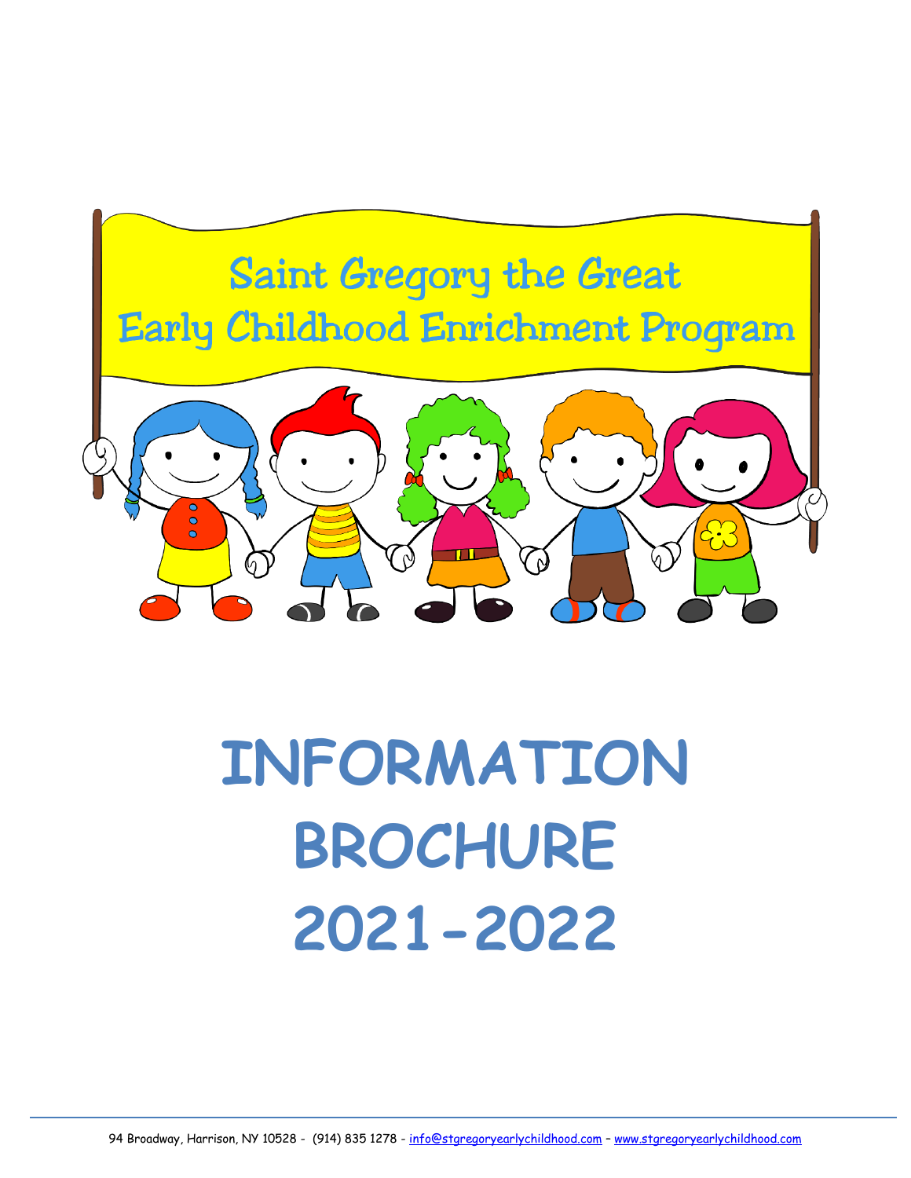# Saint Gregory the Great
# Early Childhood Enrichment Program

# INFORMATION BROCHURE 2021-2022

94 Broadway, Harrison, NY 10528 - (914) 835 1278 - info@stgregoryearlychildhood.com – www.stgregoryearlychildhood.com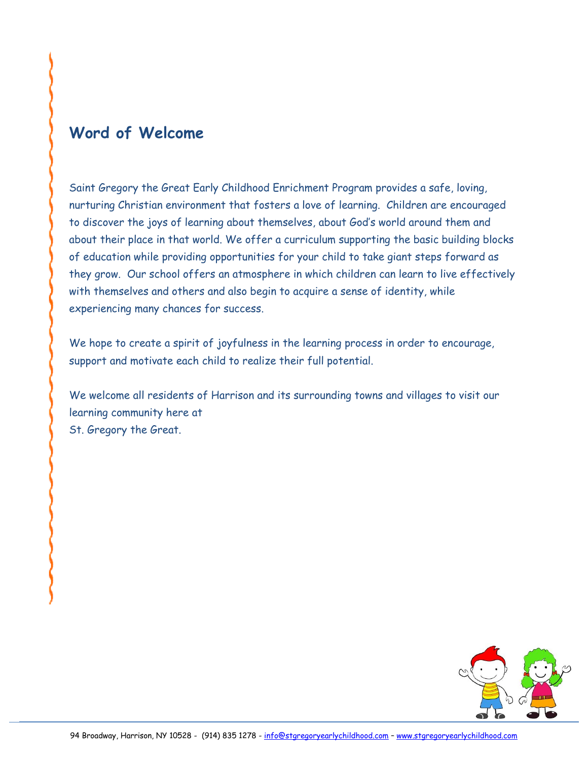## Word of Welcome

Saint Gregory the Great Early Childhood Enrichment Program provides a safe, loving, nurturing Christian environment that fosters a love of learning. Children are encouraged to discover the joys of learning about themselves, about God's world around them and about their place in that world. We offer a curriculum supporting the basic building blocks of education while providing opportunities for your child to take giant steps forward as they grow. Our school offers an atmosphere in which children can learn to live effectively with themselves and others and also begin to acquire a sense of identity, while experiencing many chances for success.

We hope to create a spirit of joyfulness in the learning process in order to encourage, support and motivate each child to realize their full potential.

We welcome all residents of Harrison and its surrounding towns and villages to visit our learning community here at
St. Gregory the Great.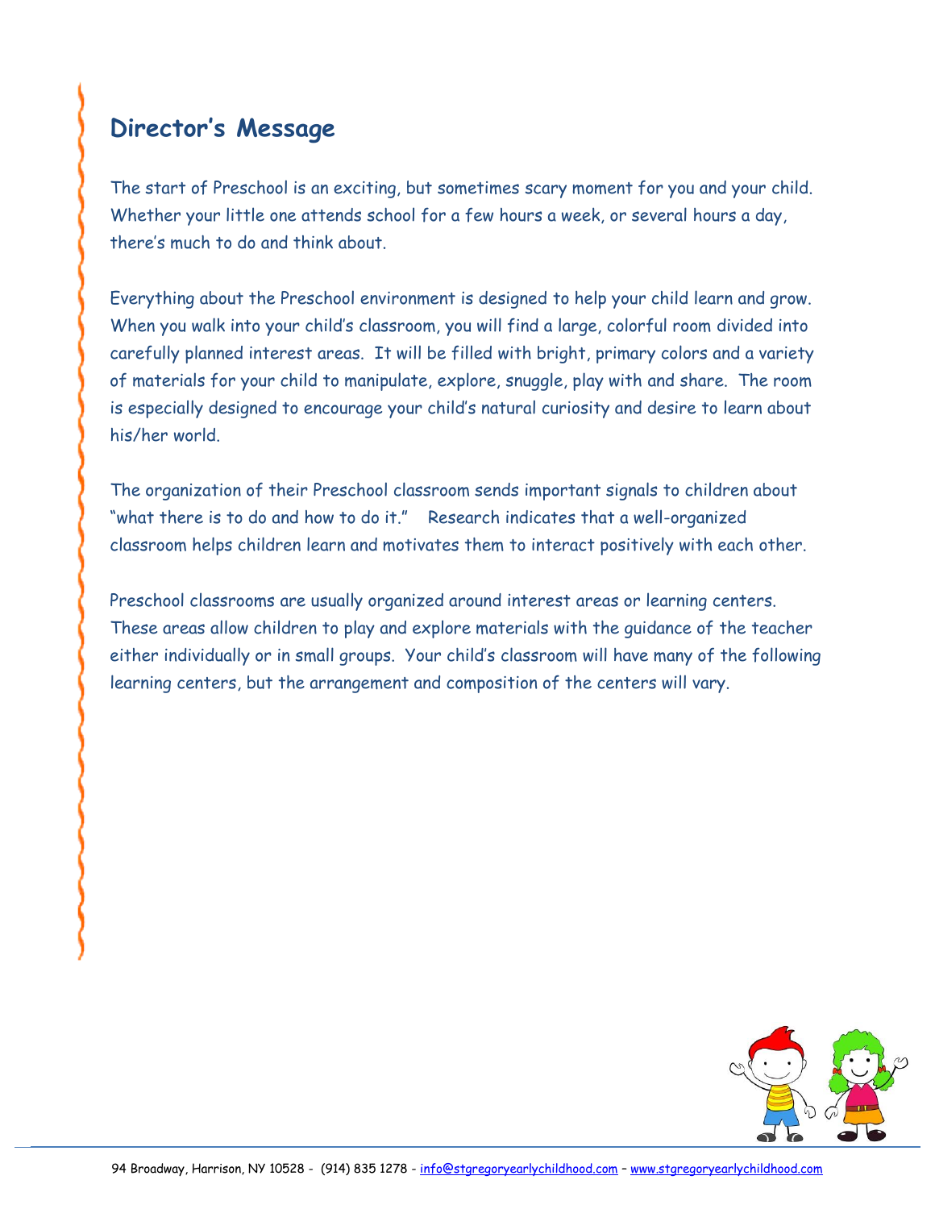## Director's Message

The start of Preschool is an exciting, but sometimes scary moment for you and your child. Whether your little one attends school for a few hours a week, or several hours a day, there's much to do and think about.

Everything about the Preschool environment is designed to help your child learn and grow. When you walk into your child's classroom, you will find a large, colorful room divided into carefully planned interest areas. It will be filled with bright, primary colors and a variety of materials for your child to manipulate, explore, snuggle, play with and share. The room is especially designed to encourage your child's natural curiosity and desire to learn about his/her world.

The organization of their Preschool classroom sends important signals to children about "what there is to do and how to do it." Research indicates that a well-organized classroom helps children learn and motivates them to interact positively with each other.

Preschool classrooms are usually organized around interest areas or learning centers. These areas allow children to play and explore materials with the guidance of the teacher either individually or in small groups. Your child's classroom will have many of the following learning centers, but the arrangement and composition of the centers will vary.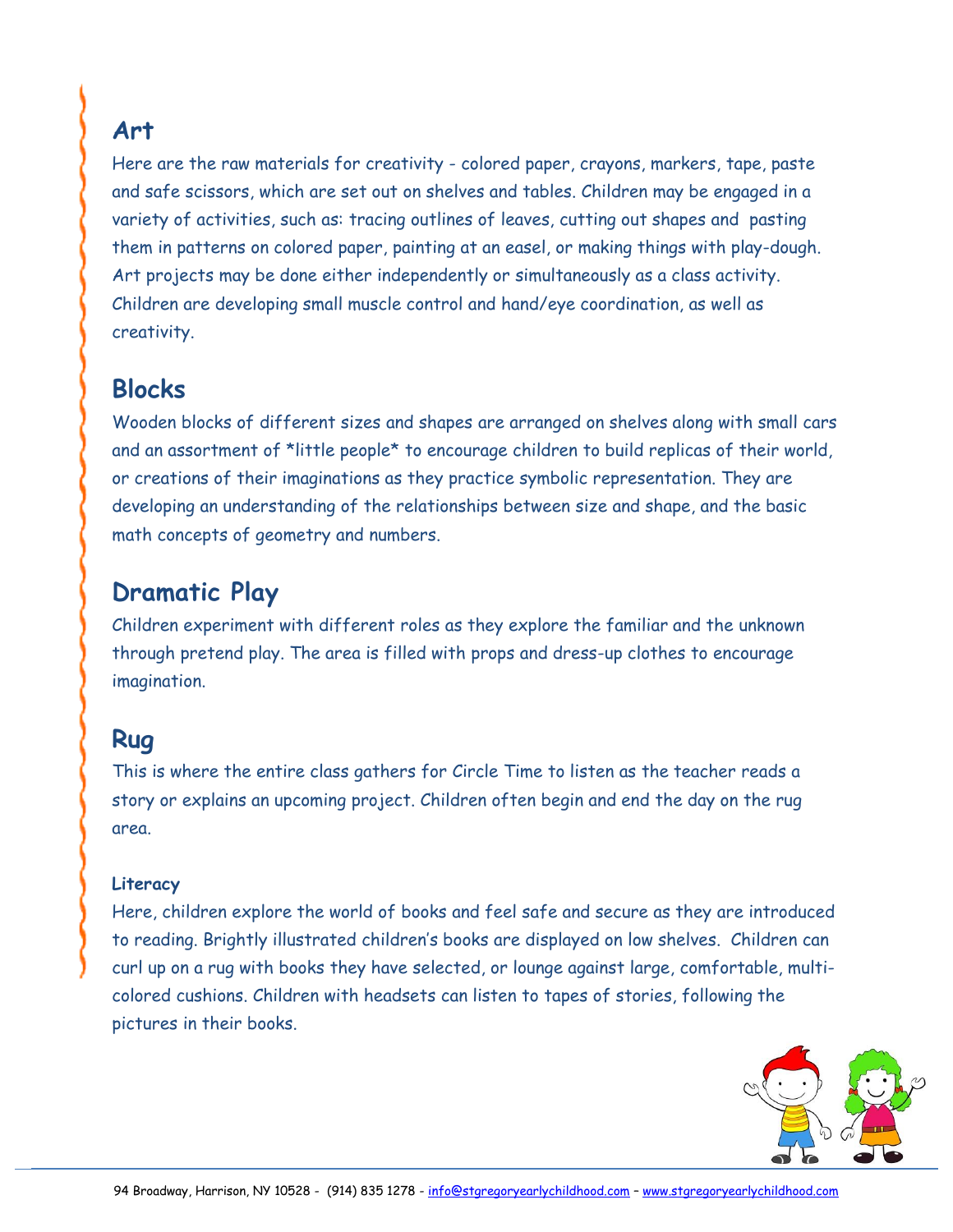## Art

Here are the raw materials for creativity - colored paper, crayons, markers, tape, paste and safe scissors, which are set out on shelves and tables. Children may be engaged in a variety of activities, such as: tracing outlines of leaves, cutting out shapes and pasting them in patterns on colored paper, painting at an easel, or making things with play-dough. Art projects may be done either independently or simultaneously as a class activity. Children are developing small muscle control and hand/eye coordination, as well as creativity.

## Blocks

Wooden blocks of different sizes and shapes are arranged on shelves along with small cars and an assortment of *little people* to encourage children to build replicas of their world, or creations of their imaginations as they practice symbolic representation. They are developing an understanding of the relationships between size and shape, and the basic math concepts of geometry and numbers.

## Dramatic Play

Children experiment with different roles as they explore the familiar and the unknown through pretend play. The area is filled with props and dress-up clothes to encourage imagination.

## Rug

This is where the entire class gathers for Circle Time to listen as the teacher reads a story or explains an upcoming project. Children often begin and end the day on the rug area.

#### Literacy

Here, children explore the world of books and feel safe and secure as they are introduced to reading. Brightly illustrated children's books are displayed on low shelves. Children can curl up on a rug with books they have selected, or lounge against large, comfortable, multi-colored cushions. Children with headsets can listen to tapes of stories, following the pictures in their books.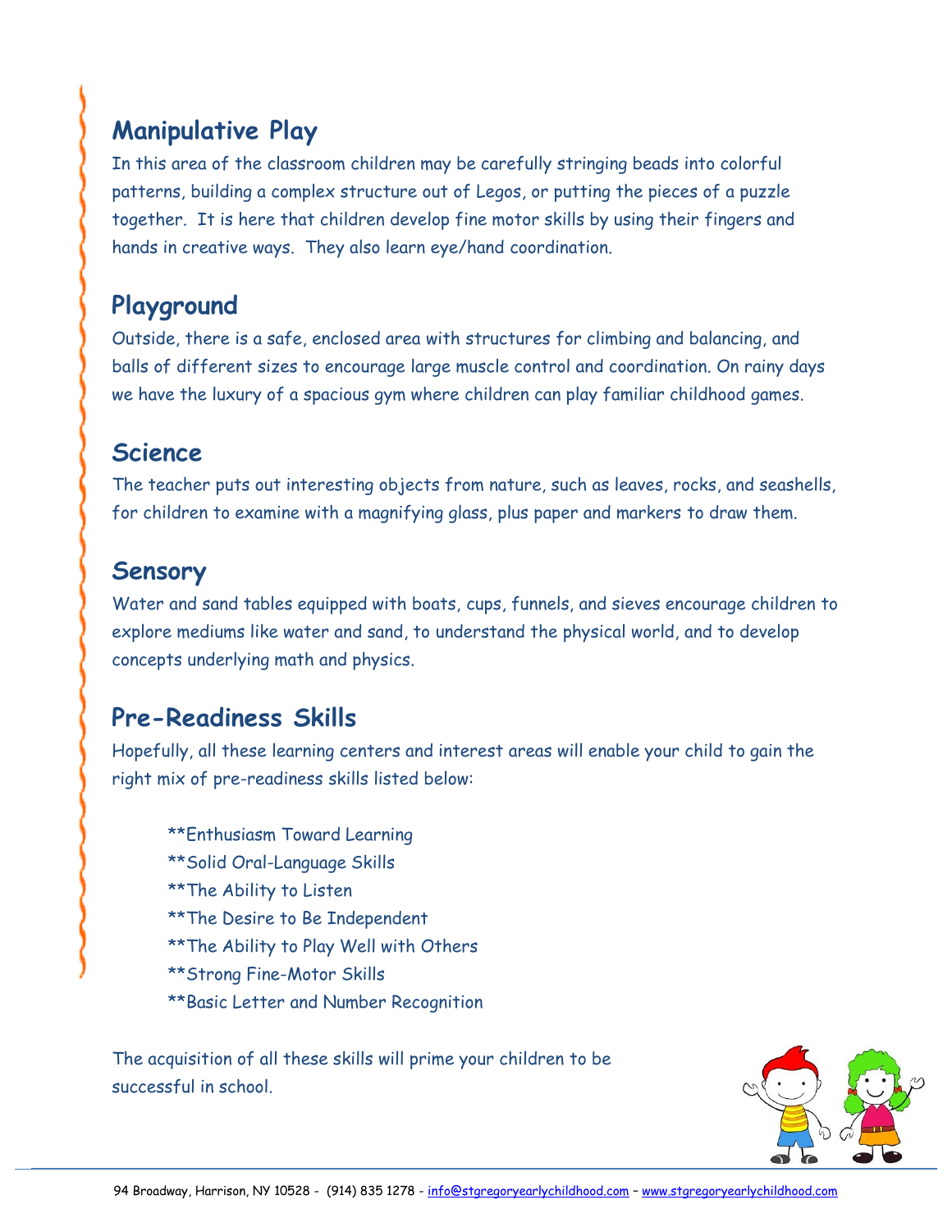## Manipulative Play

In this area of the classroom children may be carefully stringing beads into colorful patterns, building a complex structure out of Legos, or putting the pieces of a puzzle together. It is here that children develop fine motor skills by using their fingers and hands in creative ways. They also learn eye/hand coordination.

## Playground

Outside, there is a safe, enclosed area with structures for climbing and balancing, and balls of different sizes to encourage large muscle control and coordination. On rainy days we have the luxury of a spacious gym where children can play familiar childhood games.

## Science

The teacher puts out interesting objects from nature, such as leaves, rocks, and seashells, for children to examine with a magnifying glass, plus paper and markers to draw them.

## Sensory

Water and sand tables equipped with boats, cups, funnels, and sieves encourage children to explore mediums like water and sand, to understand the physical world, and to develop concepts underlying math and physics.

## Pre-Readiness Skills

Hopefully, all these learning centers and interest areas will enable your child to gain the right mix of pre-readiness skills listed below:

**Enthusiasm Toward Learning
**Solid Oral-Language Skills
**The Ability to Listen
**The Desire to Be Independent
**The Ability to Play Well with Others
**Strong Fine-Motor Skills
**Basic Letter and Number Recognition

The acquisition of all these skills will prime your children to be successful in school.

94 Broadway, Harrison, NY 10528 - (914) 835 1278 - info@stgregoryearlychildhood.com – www.stgregoryearlychildhood.com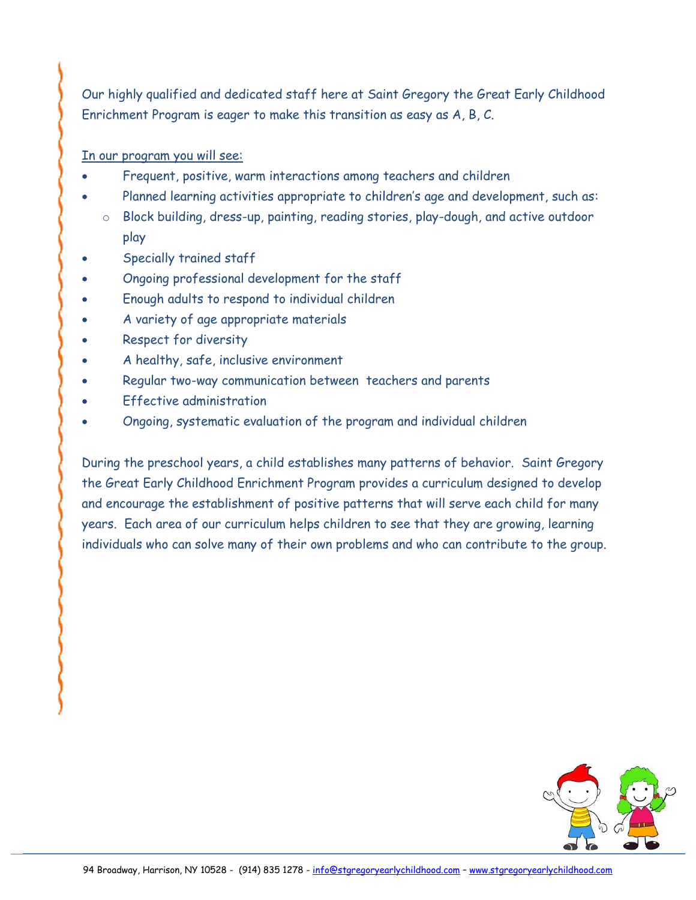Our highly qualified and dedicated staff here at Saint Gregory the Great Early Childhood Enrichment Program is eager to make this transition as easy as A, B, C.

<u>In our program you will see:</u>

- Frequent, positive, warm interactions among teachers and children
- Planned learning activities appropriate to children's age and development, such as:
  - Block building, dress-up, painting, reading stories, play-dough, and active outdoor play
- Specially trained staff
- Ongoing professional development for the staff
- Enough adults to respond to individual children
- A variety of age appropriate materials
- Respect for diversity
- A healthy, safe, inclusive environment
- Regular two-way communication between teachers and parents
- Effective administration
- Ongoing, systematic evaluation of the program and individual children

During the preschool years, a child establishes many patterns of behavior. Saint Gregory the Great Early Childhood Enrichment Program provides a curriculum designed to develop and encourage the establishment of positive patterns that will serve each child for many years. Each area of our curriculum helps children to see that they are growing, learning individuals who can solve many of their own problems and who can contribute to the group.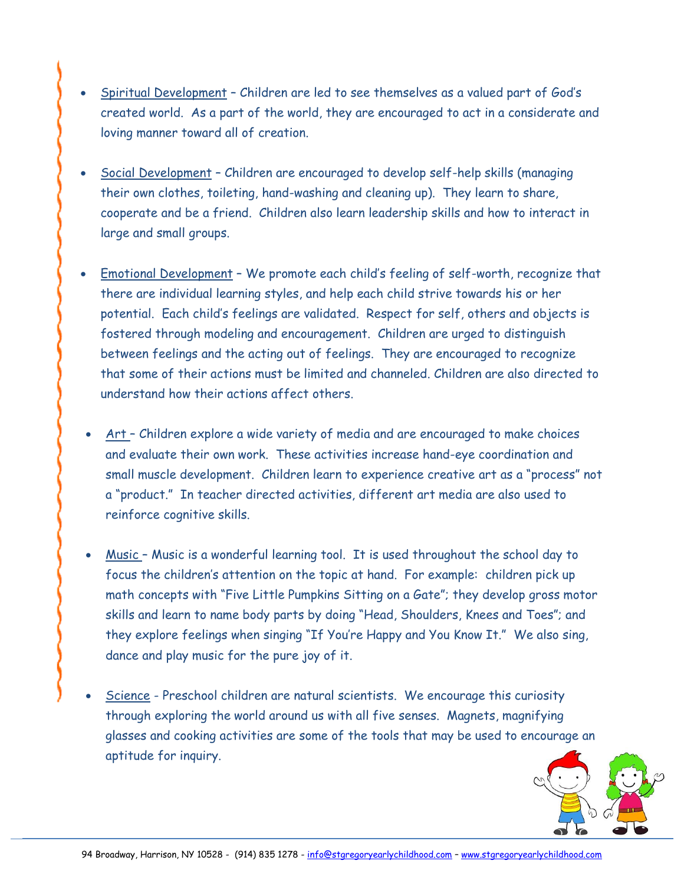- Spiritual Development – Children are led to see themselves as a valued part of God's created world. As a part of the world, they are encouraged to act in a considerate and loving manner toward all of creation.

- Social Development – Children are encouraged to develop self-help skills (managing their own clothes, toileting, hand-washing and cleaning up). They learn to share, cooperate and be a friend. Children also learn leadership skills and how to interact in large and small groups.

- Emotional Development – We promote each child's feeling of self-worth, recognize that there are individual learning styles, and help each child strive towards his or her potential. Each child's feelings are validated. Respect for self, others and objects is fostered through modeling and encouragement. Children are urged to distinguish between feelings and the acting out of feelings. They are encouraged to recognize that some of their actions must be limited and channeled. Children are also directed to understand how their actions affect others.

- Art – Children explore a wide variety of media and are encouraged to make choices and evaluate their own work. These activities increase hand-eye coordination and small muscle development. Children learn to experience creative art as a "process" not a "product." In teacher directed activities, different art media are also used to reinforce cognitive skills.

- Music – Music is a wonderful learning tool. It is used throughout the school day to focus the children's attention on the topic at hand. For example: children pick up math concepts with "Five Little Pumpkins Sitting on a Gate"; they develop gross motor skills and learn to name body parts by doing "Head, Shoulders, Knees and Toes"; and they explore feelings when singing "If You're Happy and You Know It." We also sing, dance and play music for the pure joy of it.

- Science - Preschool children are natural scientists. We encourage this curiosity through exploring the world around us with all five senses. Magnets, magnifying glasses and cooking activities are some of the tools that may be used to encourage an aptitude for inquiry.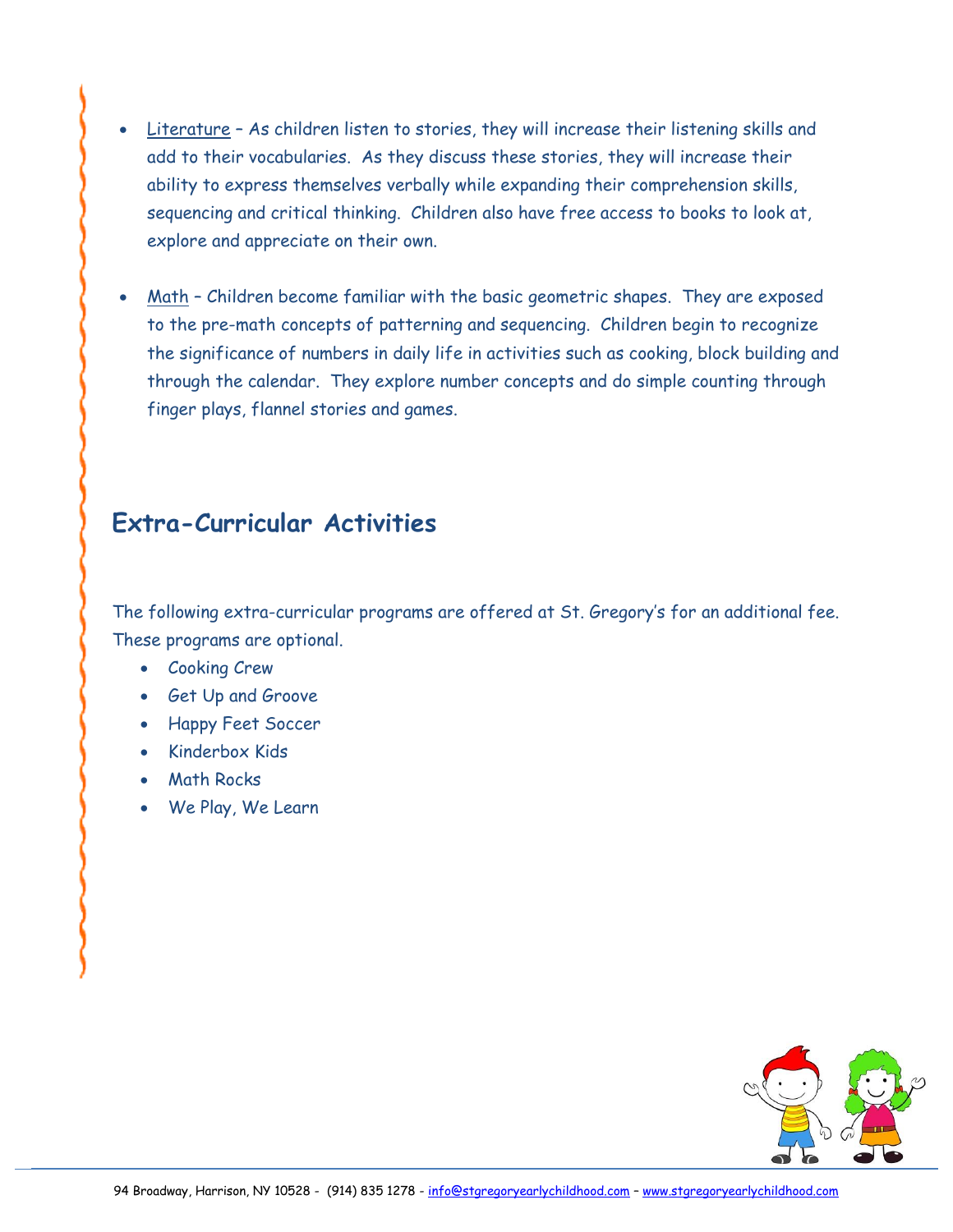- Literature – As children listen to stories, they will increase their listening skills and add to their vocabularies. As they discuss these stories, they will increase their ability to express themselves verbally while expanding their comprehension skills, sequencing and critical thinking. Children also have free access to books to look at, explore and appreciate on their own.

- Math – Children become familiar with the basic geometric shapes. They are exposed to the pre-math concepts of patterning and sequencing. Children begin to recognize the significance of numbers in daily life in activities such as cooking, block building and through the calendar. They explore number concepts and do simple counting through finger plays, flannel stories and games.

## Extra-Curricular Activities

The following extra-curricular programs are offered at St. Gregory's for an additional fee. These programs are optional.

- Cooking Crew
- Get Up and Groove
- Happy Feet Soccer
- Kinderbox Kids
- Math Rocks
- We Play, We Learn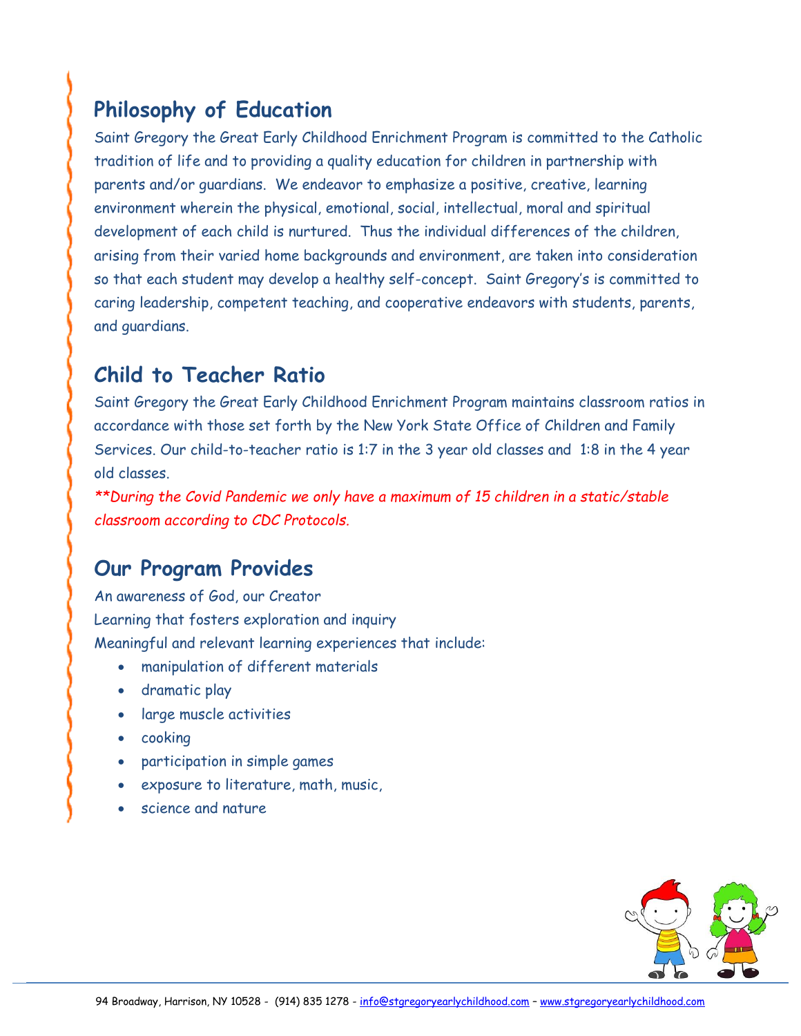## Philosophy of Education

Saint Gregory the Great Early Childhood Enrichment Program is committed to the Catholic tradition of life and to providing a quality education for children in partnership with parents and/or guardians. We endeavor to emphasize a positive, creative, learning environment wherein the physical, emotional, social, intellectual, moral and spiritual development of each child is nurtured. Thus the individual differences of the children, arising from their varied home backgrounds and environment, are taken into consideration so that each student may develop a healthy self-concept. Saint Gregory's is committed to caring leadership, competent teaching, and cooperative endeavors with students, parents, and guardians.

## Child to Teacher Ratio

Saint Gregory the Great Early Childhood Enrichment Program maintains classroom ratios in accordance with those set forth by the New York State Office of Children and Family Services. Our child-to-teacher ratio is 1:7 in the 3 year old classes and 1:8 in the 4 year old classes.

*\*\*During the Covid Pandemic we only have a maximum of 15 children in a static/stable classroom according to CDC Protocols.*

## Our Program Provides

An awareness of God, our Creator

Learning that fosters exploration and inquiry

Meaningful and relevant learning experiences that include:

- manipulation of different materials
- dramatic play
- large muscle activities
- cooking
- participation in simple games
- exposure to literature, math, music,
- science and nature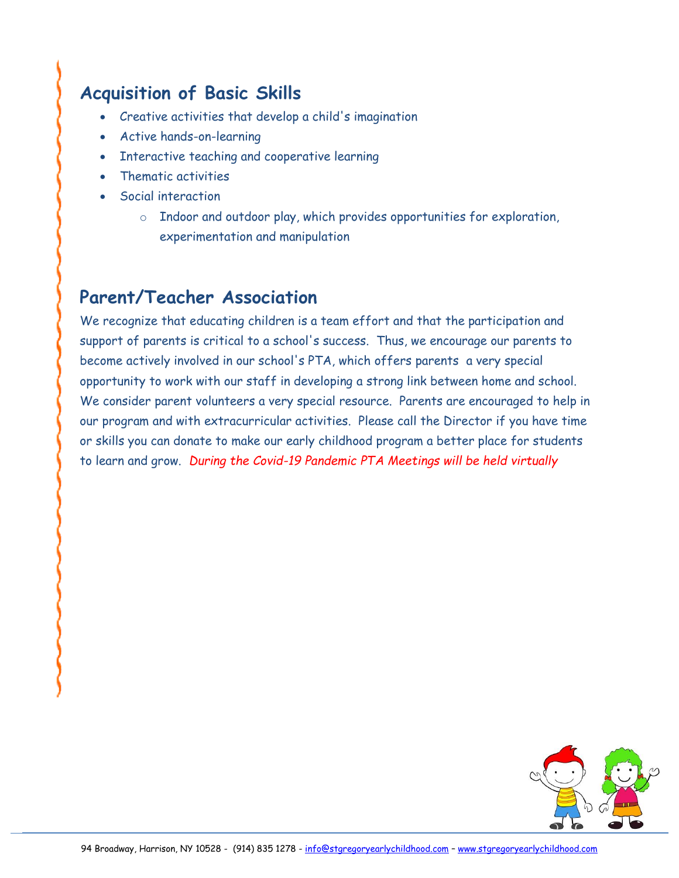## Acquisition of Basic Skills

- Creative activities that develop a child's imagination
- Active hands-on-learning
- Interactive teaching and cooperative learning
- Thematic activities
- Social interaction
    - Indoor and outdoor play, which provides opportunities for exploration, experimentation and manipulation

## Parent/Teacher Association

We recognize that educating children is a team effort and that the participation and support of parents is critical to a school's success. Thus, we encourage our parents to become actively involved in our school's PTA, which offers parents a very special opportunity to work with our staff in developing a strong link between home and school. We consider parent volunteers a very special resource. Parents are encouraged to help in our program and with extracurricular activities. Please call the Director if you have time or skills you can donate to make our early childhood program a better place for students to learn and grow. *During the Covid-19 Pandemic PTA Meetings will be held virtually*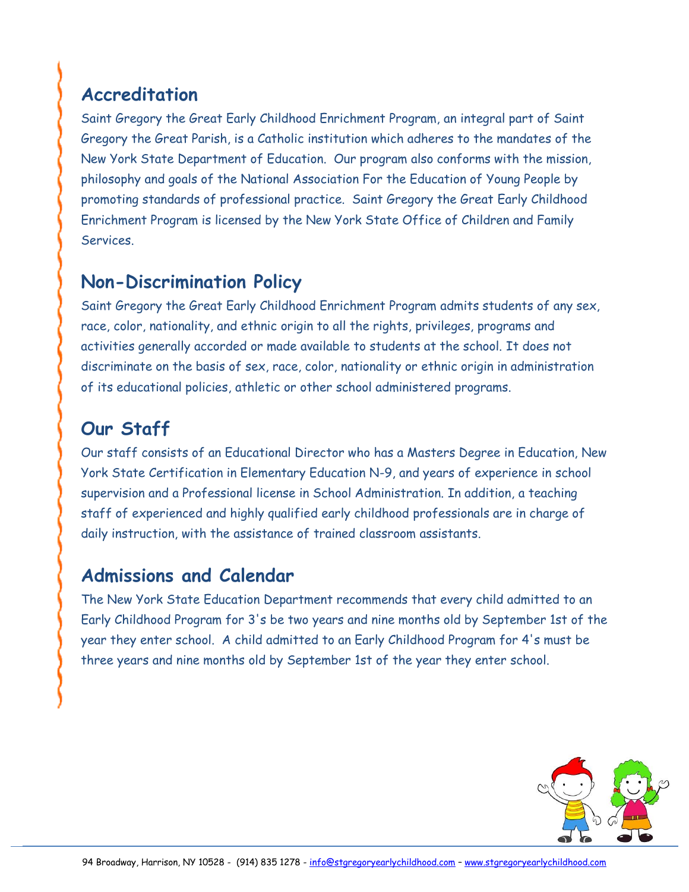## Accreditation

Saint Gregory the Great Early Childhood Enrichment Program, an integral part of Saint Gregory the Great Parish, is a Catholic institution which adheres to the mandates of the New York State Department of Education. Our program also conforms with the mission, philosophy and goals of the National Association For the Education of Young People by promoting standards of professional practice. Saint Gregory the Great Early Childhood Enrichment Program is licensed by the New York State Office of Children and Family Services.

## Non-Discrimination Policy

Saint Gregory the Great Early Childhood Enrichment Program admits students of any sex, race, color, nationality, and ethnic origin to all the rights, privileges, programs and activities generally accorded or made available to students at the school. It does not discriminate on the basis of sex, race, color, nationality or ethnic origin in administration of its educational policies, athletic or other school administered programs.

## Our Staff

Our staff consists of an Educational Director who has a Masters Degree in Education, New York State Certification in Elementary Education N-9, and years of experience in school supervision and a Professional license in School Administration. In addition, a teaching staff of experienced and highly qualified early childhood professionals are in charge of daily instruction, with the assistance of trained classroom assistants.

## Admissions and Calendar

The New York State Education Department recommends that every child admitted to an Early Childhood Program for 3's be two years and nine months old by September 1st of the year they enter school. A child admitted to an Early Childhood Program for 4's must be three years and nine months old by September 1st of the year they enter school.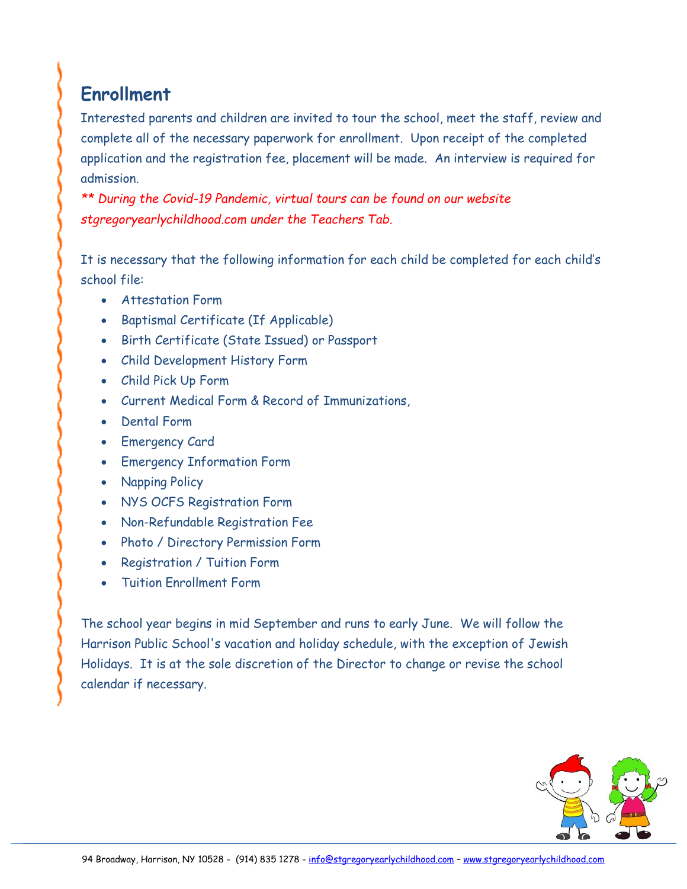## Enrollment

Interested parents and children are invited to tour the school, meet the staff, review and complete all of the necessary paperwork for enrollment. Upon receipt of the completed application and the registration fee, placement will be made. An interview is required for admission.

*** During the Covid-19 Pandemic, virtual tours can be found on our website stgregoryearlychildhood.com under the Teachers Tab.*

It is necessary that the following information for each child be completed for each child's school file:

- Attestation Form
- Baptismal Certificate (If Applicable)
- Birth Certificate (State Issued) or Passport
- Child Development History Form
- Child Pick Up Form
- Current Medical Form & Record of Immunizations,
- Dental Form
- Emergency Card
- Emergency Information Form
- Napping Policy
- NYS OCFS Registration Form
- Non-Refundable Registration Fee
- Photo / Directory Permission Form
- Registration / Tuition Form
- Tuition Enrollment Form

The school year begins in mid September and runs to early June. We will follow the Harrison Public School's vacation and holiday schedule, with the exception of Jewish Holidays. It is at the sole discretion of the Director to change or revise the school calendar if necessary.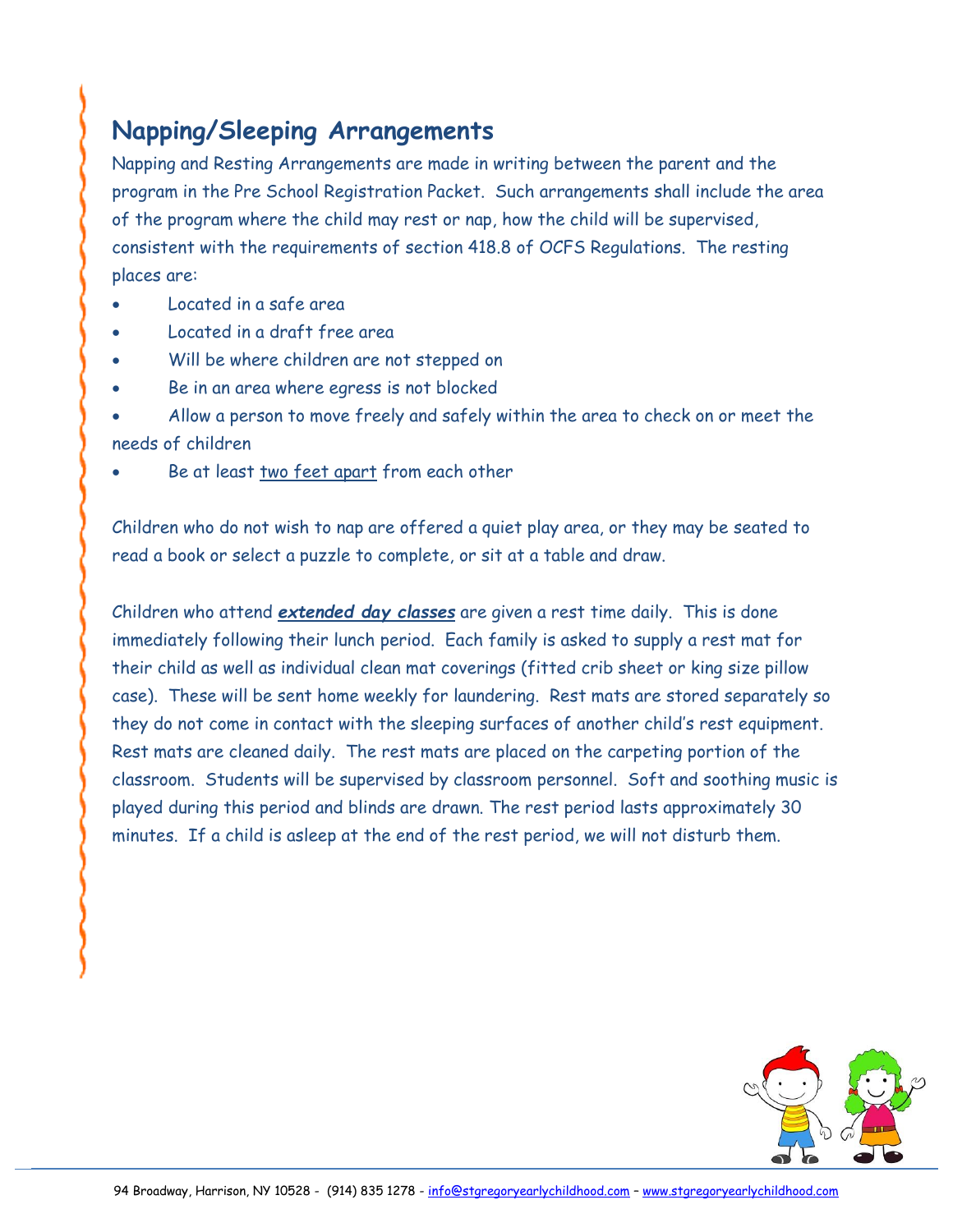## Napping/Sleeping Arrangements

Napping and Resting Arrangements are made in writing between the parent and the program in the Pre School Registration Packet. Such arrangements shall include the area of the program where the child may rest or nap, how the child will be supervised, consistent with the requirements of section 418.8 of OCFS Regulations. The resting places are:

- Located in a safe area
- Located in a draft free area
- Will be where children are not stepped on
- Be in an area where egress is not blocked
- Allow a person to move freely and safely within the area to check on or meet the needs of children
- Be at least two feet apart from each other

Children who do not wish to nap are offered a quiet play area, or they may be seated to read a book or select a puzzle to complete, or sit at a table and draw.

Children who attend ***extended day classes*** are given a rest time daily. This is done immediately following their lunch period. Each family is asked to supply a rest mat for their child as well as individual clean mat coverings (fitted crib sheet or king size pillow case). These will be sent home weekly for laundering. Rest mats are stored separately so they do not come in contact with the sleeping surfaces of another child's rest equipment. Rest mats are cleaned daily. The rest mats are placed on the carpeting portion of the classroom. Students will be supervised by classroom personnel. Soft and soothing music is played during this period and blinds are drawn. The rest period lasts approximately 30 minutes. If a child is asleep at the end of the rest period, we will not disturb them.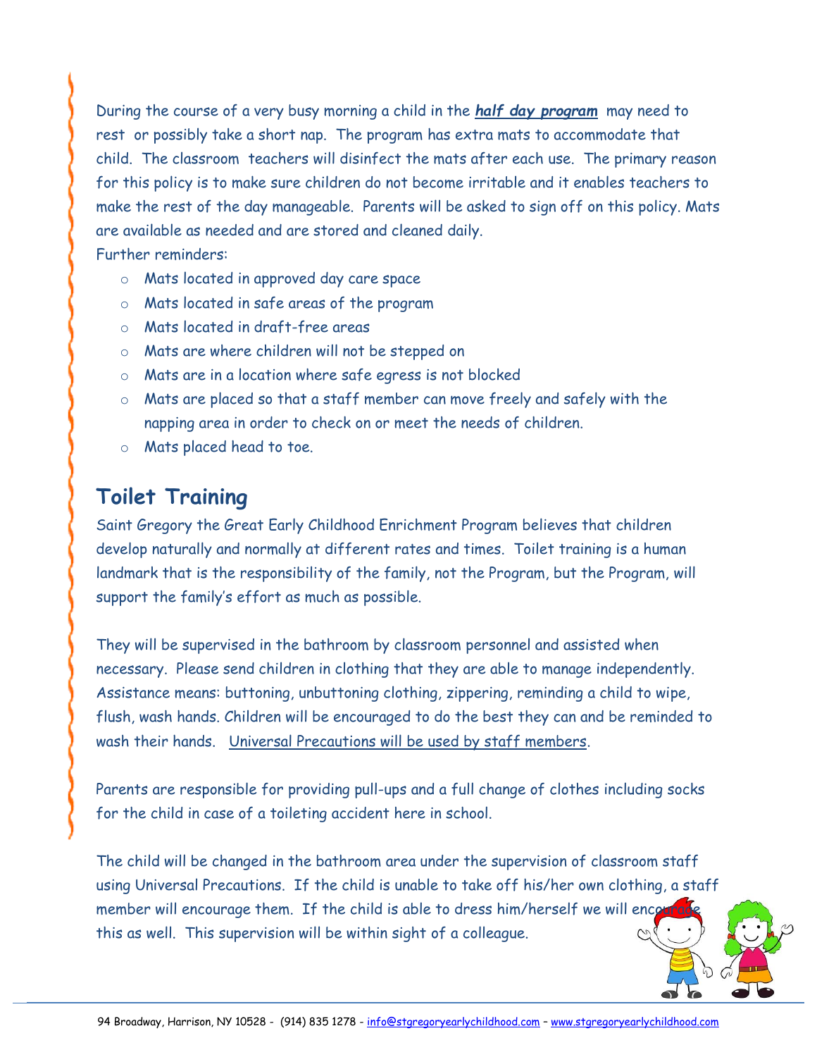During the course of a very busy morning a child in the ***half day program*** may need to rest or possibly take a short nap. The program has extra mats to accommodate that child. The classroom teachers will disinfect the mats after each use. The primary reason for this policy is to make sure children do not become irritable and it enables teachers to make the rest of the day manageable. Parents will be asked to sign off on this policy. Mats are available as needed and are stored and cleaned daily.

Further reminders:

- Mats located in approved day care space
- Mats located in safe areas of the program
- Mats located in draft-free areas
- Mats are where children will not be stepped on
- Mats are in a location where safe egress is not blocked
- Mats are placed so that a staff member can move freely and safely with the napping area in order to check on or meet the needs of children.
- Mats placed head to toe.

## Toilet Training

Saint Gregory the Great Early Childhood Enrichment Program believes that children develop naturally and normally at different rates and times. Toilet training is a human landmark that is the responsibility of the family, not the Program, but the Program, will support the family's effort as much as possible.

They will be supervised in the bathroom by classroom personnel and assisted when necessary. Please send children in clothing that they are able to manage independently. Assistance means: buttoning, unbuttoning clothing, zippering, reminding a child to wipe, flush, wash hands. Children will be encouraged to do the best they can and be reminded to wash their hands. Universal Precautions will be used by staff members.

Parents are responsible for providing pull-ups and a full change of clothes including socks for the child in case of a toileting accident here in school.

The child will be changed in the bathroom area under the supervision of classroom staff using Universal Precautions. If the child is unable to take off his/her own clothing, a staff member will encourage them. If the child is able to dress him/herself we will encourage this as well. This supervision will be within sight of a colleague.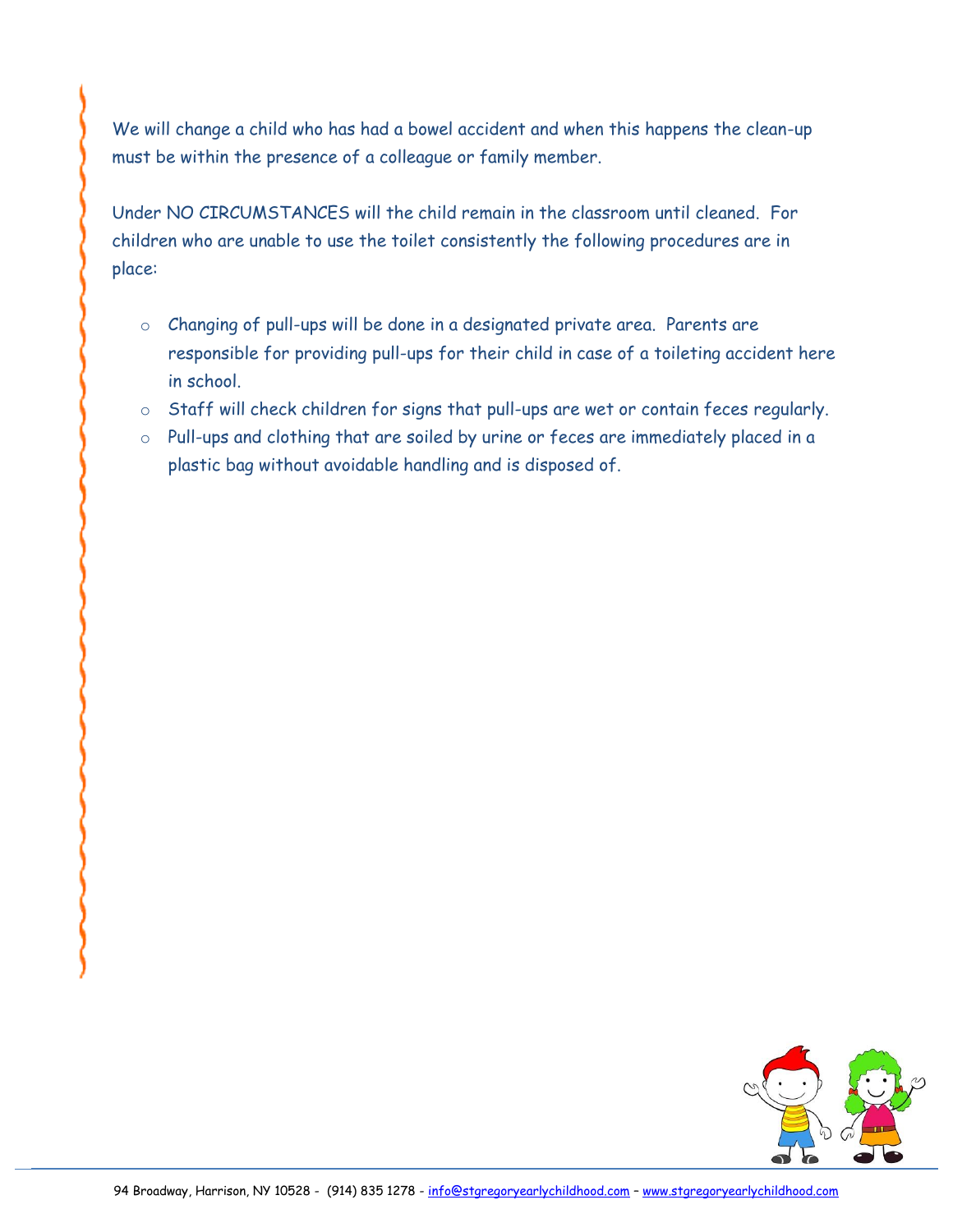We will change a child who has had a bowel accident and when this happens the clean-up must be within the presence of a colleague or family member.

Under NO CIRCUMSTANCES will the child remain in the classroom until cleaned. For children who are unable to use the toilet consistently the following procedures are in place:

- Changing of pull-ups will be done in a designated private area. Parents are responsible for providing pull-ups for their child in case of a toileting accident here in school.
- Staff will check children for signs that pull-ups are wet or contain feces regularly.
- Pull-ups and clothing that are soiled by urine or feces are immediately placed in a plastic bag without avoidable handling and is disposed of.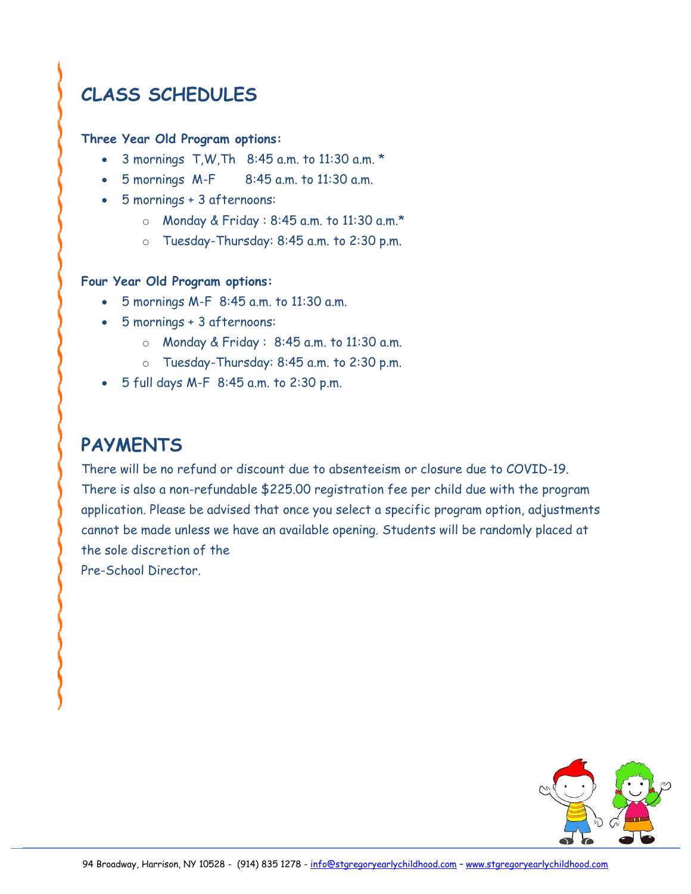## CLASS SCHEDULES

**Three Year Old Program options:**

- 3 mornings T,W,Th 8:45 a.m. to 11:30 a.m. *
- 5 mornings M-F 8:45 a.m. to 11:30 a.m.
- 5 mornings + 3 afternoons:
  - Monday & Friday : 8:45 a.m. to 11:30 a.m.*
  - Tuesday-Thursday: 8:45 a.m. to 2:30 p.m.

**Four Year Old Program options:**

- 5 mornings M-F 8:45 a.m. to 11:30 a.m.
- 5 mornings + 3 afternoons:
  - Monday & Friday : 8:45 a.m. to 11:30 a.m.
  - Tuesday-Thursday: 8:45 a.m. to 2:30 p.m.
- 5 full days M-F 8:45 a.m. to 2:30 p.m.

## PAYMENTS

There will be no refund or discount due to absenteeism or closure due to COVID-19. There is also a non-refundable $225.00 registration fee per child due with the program application. Please be advised that once you select a specific program option, adjustments cannot be made unless we have an available opening. Students will be randomly placed at the sole discretion of the Pre-School Director.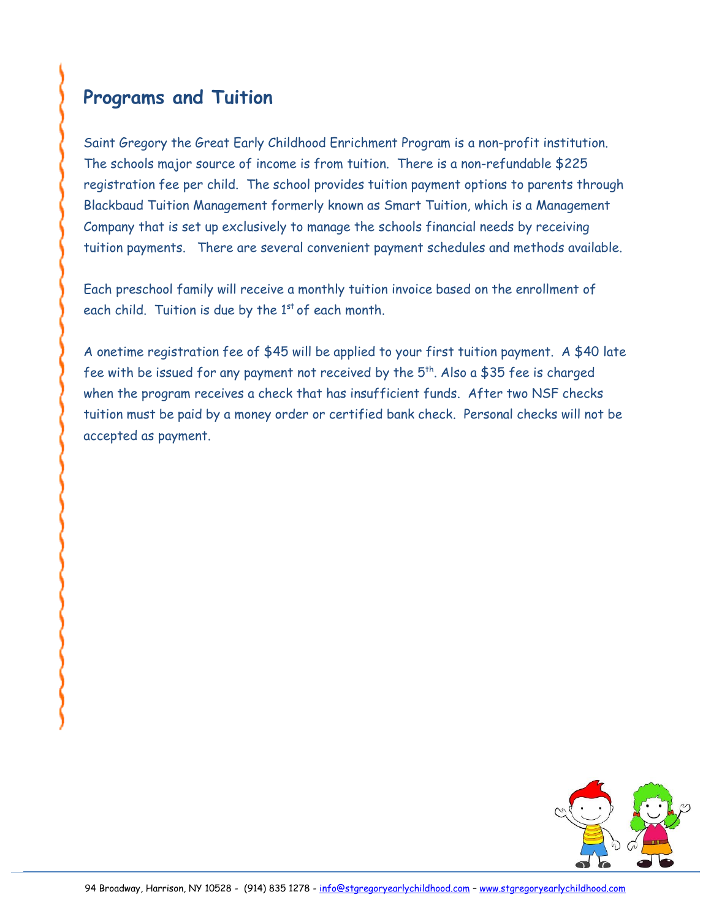## Programs and Tuition

Saint Gregory the Great Early Childhood Enrichment Program is a non-profit institution. The schools major source of income is from tuition. There is a non-refundable $225 registration fee per child. The school provides tuition payment options to parents through Blackbaud Tuition Management formerly known as Smart Tuition, which is a Management Company that is set up exclusively to manage the schools financial needs by receiving tuition payments. There are several convenient payment schedules and methods available.

Each preschool family will receive a monthly tuition invoice based on the enrollment of each child. Tuition is due by the 1st of each month.

A onetime registration fee of $45 will be applied to your first tuition payment. A $40 late fee with be issued for any payment not received by the 5th. Also a $35 fee is charged when the program receives a check that has insufficient funds. After two NSF checks tuition must be paid by a money order or certified bank check. Personal checks will not be accepted as payment.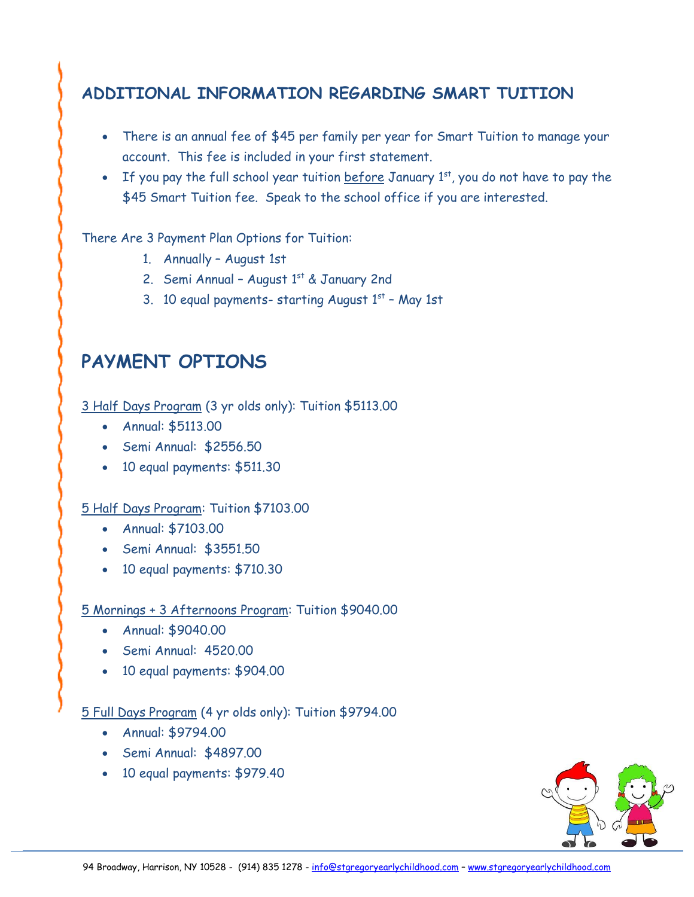## ADDITIONAL INFORMATION REGARDING SMART TUITION

- There is an annual fee of $45 per family per year for Smart Tuition to manage your account. This fee is included in your first statement.
- If you pay the full school year tuition before January 1st, you do not have to pay the $45 Smart Tuition fee. Speak to the school office if you are interested.

There Are 3 Payment Plan Options for Tuition:

1. Annually – August 1st
2. Semi Annual – August 1st & January 2nd
3. 10 equal payments- starting August 1st – May 1st

## PAYMENT OPTIONS

3 Half Days Program (3 yr olds only): Tuition $5113.00

- Annual: $5113.00
- Semi Annual: $2556.50
- 10 equal payments: $511.30

5 Half Days Program: Tuition $7103.00

- Annual: $7103.00
- Semi Annual: $3551.50
- 10 equal payments: $710.30

5 Mornings + 3 Afternoons Program: Tuition $9040.00

- Annual: $9040.00
- Semi Annual: 4520.00
- 10 equal payments: $904.00

5 Full Days Program (4 yr olds only): Tuition $9794.00

- Annual: $9794.00
- Semi Annual: $4897.00
- 10 equal payments: $979.40

94 Broadway, Harrison, NY 10528 - (914) 835 1278 - info@stgregoryearlychildhood.com – www.stgregoryearlychildhood.com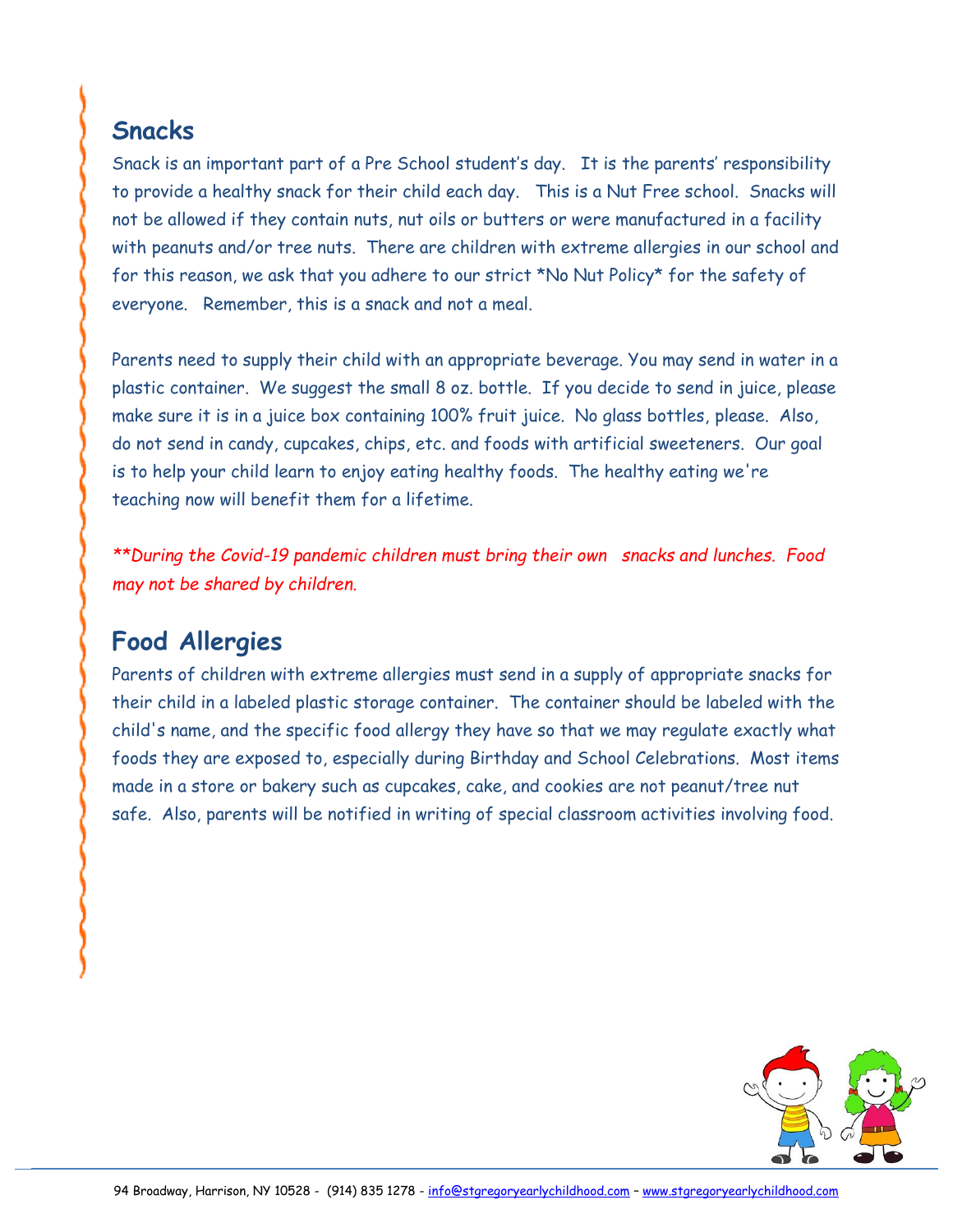## Snacks

Snack is an important part of a Pre School student's day. It is the parents' responsibility to provide a healthy snack for their child each day. This is a Nut Free school. Snacks will not be allowed if they contain nuts, nut oils or butters or were manufactured in a facility with peanuts and/or tree nuts. There are children with extreme allergies in our school and for this reason, we ask that you adhere to our strict *No Nut Policy* for the safety of everyone. Remember, this is a snack and not a meal.

Parents need to supply their child with an appropriate beverage. You may send in water in a plastic container. We suggest the small 8 oz. bottle. If you decide to send in juice, please make sure it is in a juice box containing 100% fruit juice. No glass bottles, please. Also, do not send in candy, cupcakes, chips, etc. and foods with artificial sweeteners. Our goal is to help your child learn to enjoy eating healthy foods. The healthy eating we're teaching now will benefit them for a lifetime.

*\*\*During the Covid-19 pandemic children must bring their own snacks and lunches. Food may not be shared by children.*

## Food Allergies

Parents of children with extreme allergies must send in a supply of appropriate snacks for their child in a labeled plastic storage container. The container should be labeled with the child's name, and the specific food allergy they have so that we may regulate exactly what foods they are exposed to, especially during Birthday and School Celebrations. Most items made in a store or bakery such as cupcakes, cake, and cookies are not peanut/tree nut safe. Also, parents will be notified in writing of special classroom activities involving food.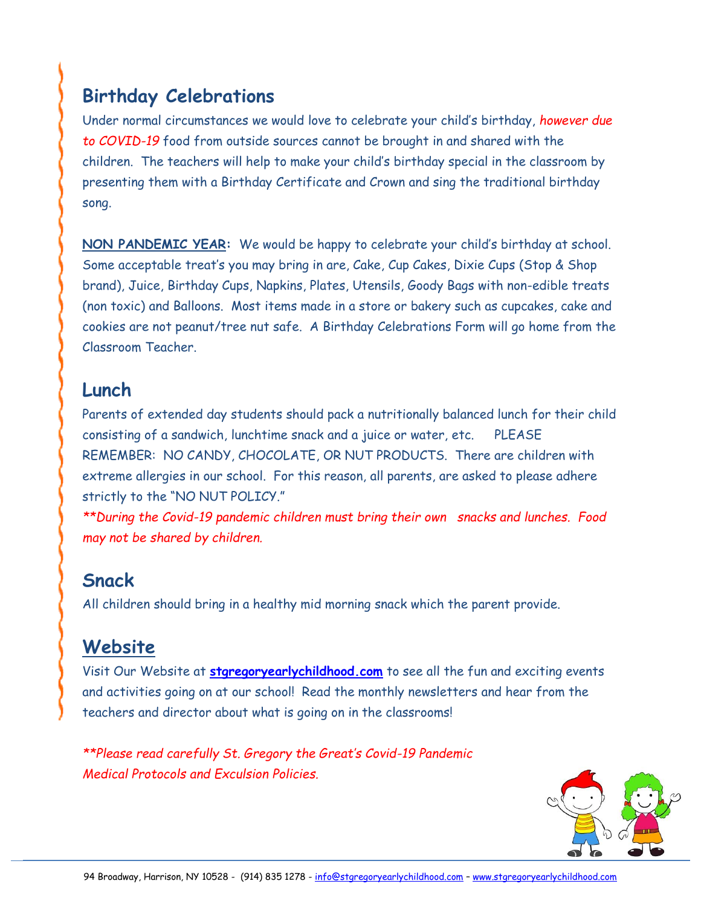## Birthday Celebrations

Under normal circumstances we would love to celebrate your child's birthday, *however due to COVID-19* food from outside sources cannot be brought in and shared with the children. The teachers will help to make your child's birthday special in the classroom by presenting them with a Birthday Certificate and Crown and sing the traditional birthday song.

**NON PANDEMIC YEAR:** We would be happy to celebrate your child's birthday at school. Some acceptable treat's you may bring in are, Cake, Cup Cakes, Dixie Cups (Stop & Shop brand), Juice, Birthday Cups, Napkins, Plates, Utensils, Goody Bags with non-edible treats (non toxic) and Balloons. Most items made in a store or bakery such as cupcakes, cake and cookies are not peanut/tree nut safe. A Birthday Celebrations Form will go home from the Classroom Teacher.

## Lunch

Parents of extended day students should pack a nutritionally balanced lunch for their child consisting of a sandwich, lunchtime snack and a juice or water, etc. PLEASE REMEMBER: NO CANDY, CHOCOLATE, OR NUT PRODUCTS. There are children with extreme allergies in our school. For this reason, all parents, are asked to please adhere strictly to the "NO NUT POLICY."

*\*\*During the Covid-19 pandemic children must bring their own snacks and lunches. Food may not be shared by children.*

## Snack

All children should bring in a healthy mid morning snack which the parent provide.

## Website

Visit Our Website at **stgregoryearlychildhood.com** to see all the fun and exciting events and activities going on at our school! Read the monthly newsletters and hear from the teachers and director about what is going on in the classrooms!

*\*\*Please read carefully St. Gregory the Great's Covid-19 Pandemic Medical Protocols and Exculsion Policies.*

94 Broadway, Harrison, NY 10528 - (914) 835 1278 - info@stgregoryearlychildhood.com – www.stgregoryearlychildhood.com